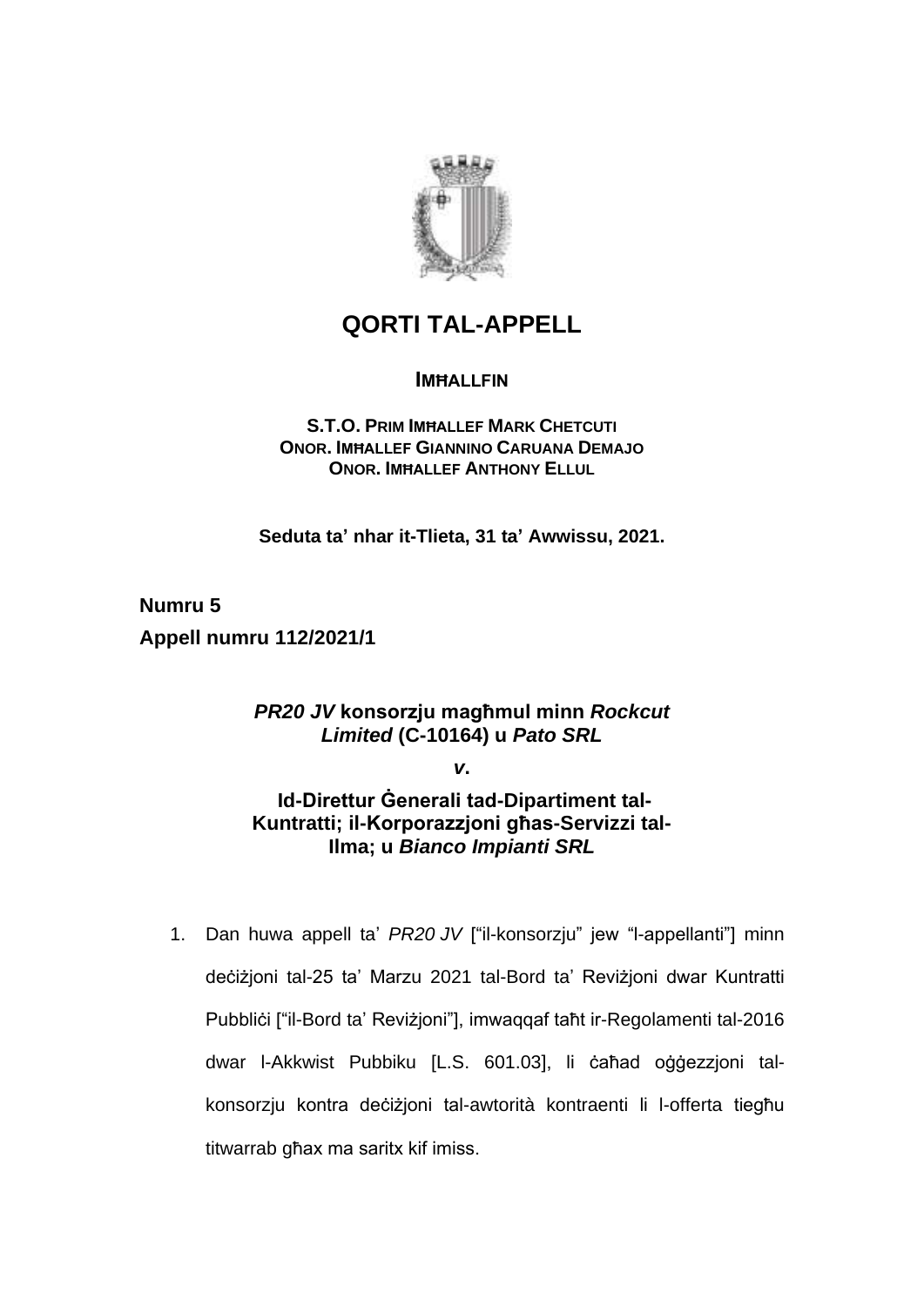# QORTI TAL-APPELL

**IMĦALLFIN**

**S.T.O. PRIM IMĦALLEF MARK CHETCUTI**
**ONOR. IMĦALLEF GIANNINO CARUANA DEMAJO**
**ONOR. IMĦALLEF ANTHONY ELLUL**

**Seduta ta' nhar it-Tlieta, 31 ta' Awwissu, 2021.**

**Numru 5**
**Appell numru 112/2021/1**

***PR20 JV* konsorzju magħmul minn *Rockcut Limited* (C-10164) u *Pato SRL***

***v.***

**Id-Direttur Ġenerali tad-Dipartiment tal-Kuntratti; il-Korporazzjoni għas-Servizzi tal-Ilma; u *Bianco Impianti SRL***

1. Dan huwa appell ta' *PR20 JV* ["il-konsorzju" jew "l-appellanti"] minn deċiżjoni tal-25 ta' Marzu 2021 tal-Bord ta' Reviżjoni dwar Kuntratti Pubbliċi ["il-Bord ta' Reviżjoni"], imwaqqaf taħt ir-Regolamenti tal-2016 dwar l-Akkwist Pubbiku [L.S. 601.03], li ċaħad oġġezzjoni tal-konsorzju kontra deċiżjoni tal-awtorità kontraenti li l-offerta tiegħu titwarrab għax ma saritx kif imiss.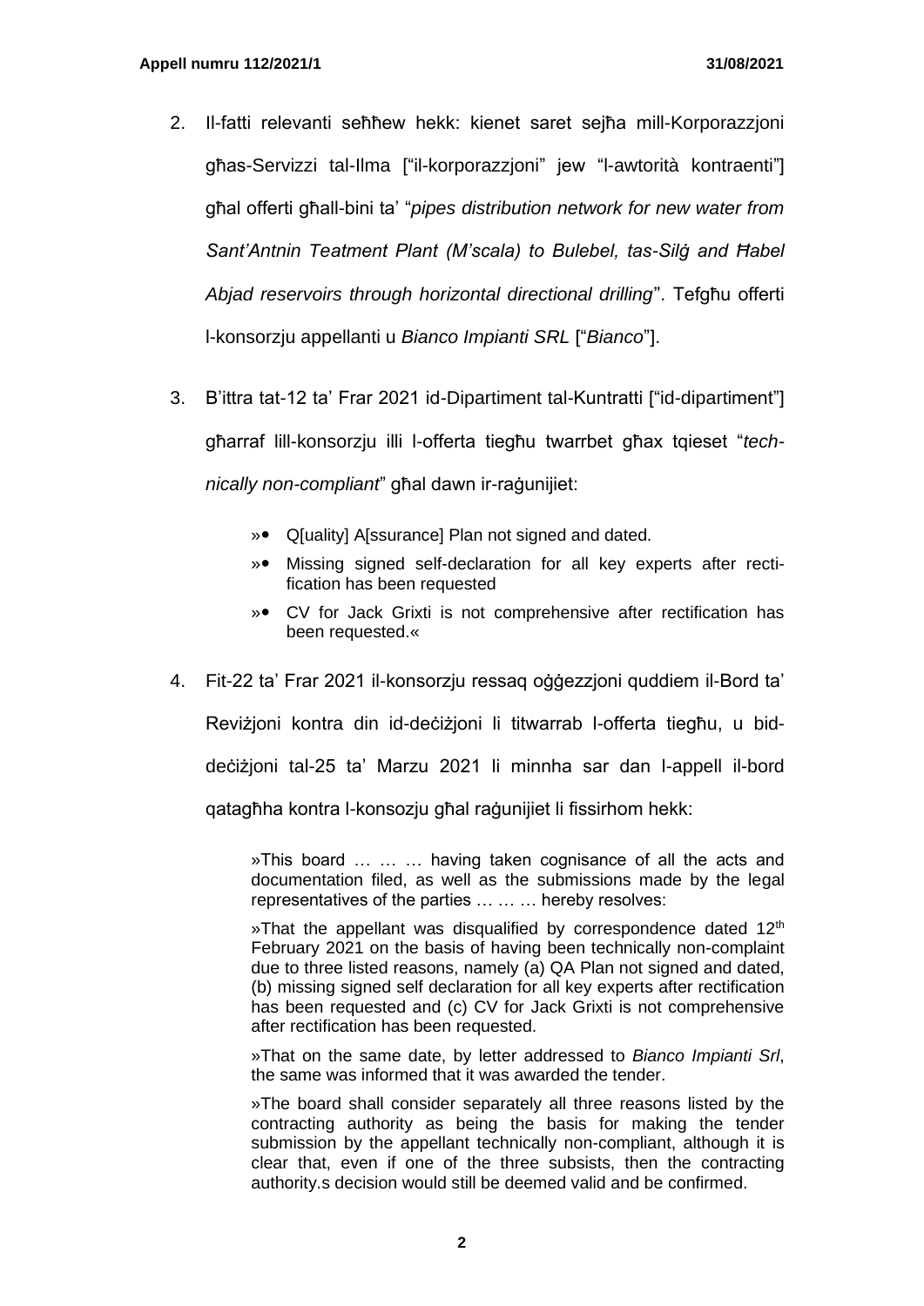2. Il-fatti relevanti seħħew hekk: kienet saret sejħa mill-Korporazzjoni għas-Servizzi tal-Ilma ["il-korporazzjoni" jew "l-awtorità kontraenti"] għal offerti għall-bini ta' "*pipes distribution network for new water from Sant'Antnin Teatment Plant (M'scala) to Bulebel, tas-Silġ and Ħabel Abjad reservoirs through horizontal directional drilling*". Tefgħu offerti l-konsorzju appellanti u *Bianco Impianti SRL* ["*Bianco*"].

3. B'ittra tat-12 ta' Frar 2021 id-Dipartiment tal-Kuntratti ["id-dipartiment"] għarraf lill-konsorzju illi l-offerta tiegħu twarrbet għax tqieset "*technically non-compliant*" għal dawn ir-raġunijiet:

   > »• Q[uality] A[ssurance] Plan not signed and dated.
   >
   > »• Missing signed self-declaration for all key experts after rectification has been requested
   >
   > »• CV for Jack Grixti is not comprehensive after rectification has been requested.«

4. Fit-22 ta' Frar 2021 il-konsorzju ressaq oġġezzjoni quddiem il-Bord ta' Reviżjoni kontra din id-deċiżjoni li titwarrab l-offerta tiegħu, u bid-deċiżjoni tal-25 ta' Marzu 2021 li minnha sar dan l-appell il-bord qatagħha kontra l-konsozju għal raġunijiet li fissirhom hekk:

   > »This board … … … having taken cognisance of all the acts and documentation filed, as well as the submissions made by the legal representatives of the parties … … … hereby resolves:
   >
   > »That the appellant was disqualified by correspondence dated 12th February 2021 on the basis of having been technically non-complaint due to three listed reasons, namely (a) QA Plan not signed and dated, (b) missing signed self declaration for all key experts after rectification has been requested and (c) CV for Jack Grixti is not comprehensive after rectification has been requested.
   >
   > »That on the same date, by letter addressed to *Bianco Impianti Srl*, the same was informed that it was awarded the tender.
   >
   > »The board shall consider separately all three reasons listed by the contracting authority as being the basis for making the tender submission by the appellant technically non-compliant, although it is clear that, even if one of the three subsists, then the contracting authority.s decision would still be deemed valid and be confirmed.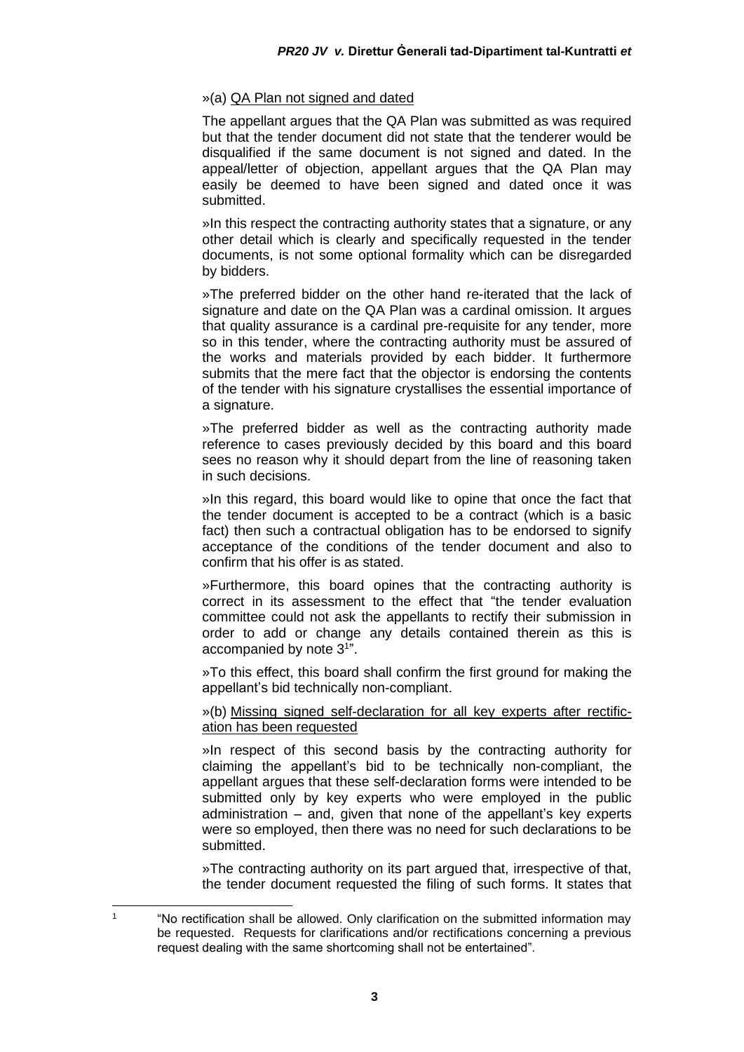»(a) QA Plan not signed and dated

The appellant argues that the QA Plan was submitted as was required but that the tender document did not state that the tenderer would be disqualified if the same document is not signed and dated. In the appeal/letter of objection, appellant argues that the QA Plan may easily be deemed to have been signed and dated once it was submitted.

»In this respect the contracting authority states that a signature, or any other detail which is clearly and specifically requested in the tender documents, is not some optional formality which can be disregarded by bidders.

»The preferred bidder on the other hand re-iterated that the lack of signature and date on the QA Plan was a cardinal omission. It argues that quality assurance is a cardinal pre-requisite for any tender, more so in this tender, where the contracting authority must be assured of the works and materials provided by each bidder. It furthermore submits that the mere fact that the objector is endorsing the contents of the tender with his signature crystallises the essential importance of a signature.

»The preferred bidder as well as the contracting authority made reference to cases previously decided by this board and this board sees no reason why it should depart from the line of reasoning taken in such decisions.

»In this regard, this board would like to opine that once the fact that the tender document is accepted to be a contract (which is a basic fact) then such a contractual obligation has to be endorsed to signify acceptance of the conditions of the tender document and also to confirm that his offer is as stated.

»Furthermore, this board opines that the contracting authority is correct in its assessment to the effect that "the tender evaluation committee could not ask the appellants to rectify their submission in order to add or change any details contained therein as this is accompanied by note 3[1]".

»To this effect, this board shall confirm the first ground for making the appellant's bid technically non-compliant.

»(b) Missing signed self-declaration for all key experts after rectification has been requested

»In respect of this second basis by the contracting authority for claiming the appellant's bid to be technically non-compliant, the appellant argues that these self-declaration forms were intended to be submitted only by key experts who were employed in the public administration – and, given that none of the appellant's key experts were so employed, then there was no need for such declarations to be submitted.

»The contracting authority on its part argued that, irrespective of that, the tender document requested the filing of such forms. It states that

[1] "No rectification shall be allowed. Only clarification on the submitted information may be requested. Requests for clarifications and/or rectifications concerning a previous request dealing with the same shortcoming shall not be entertained".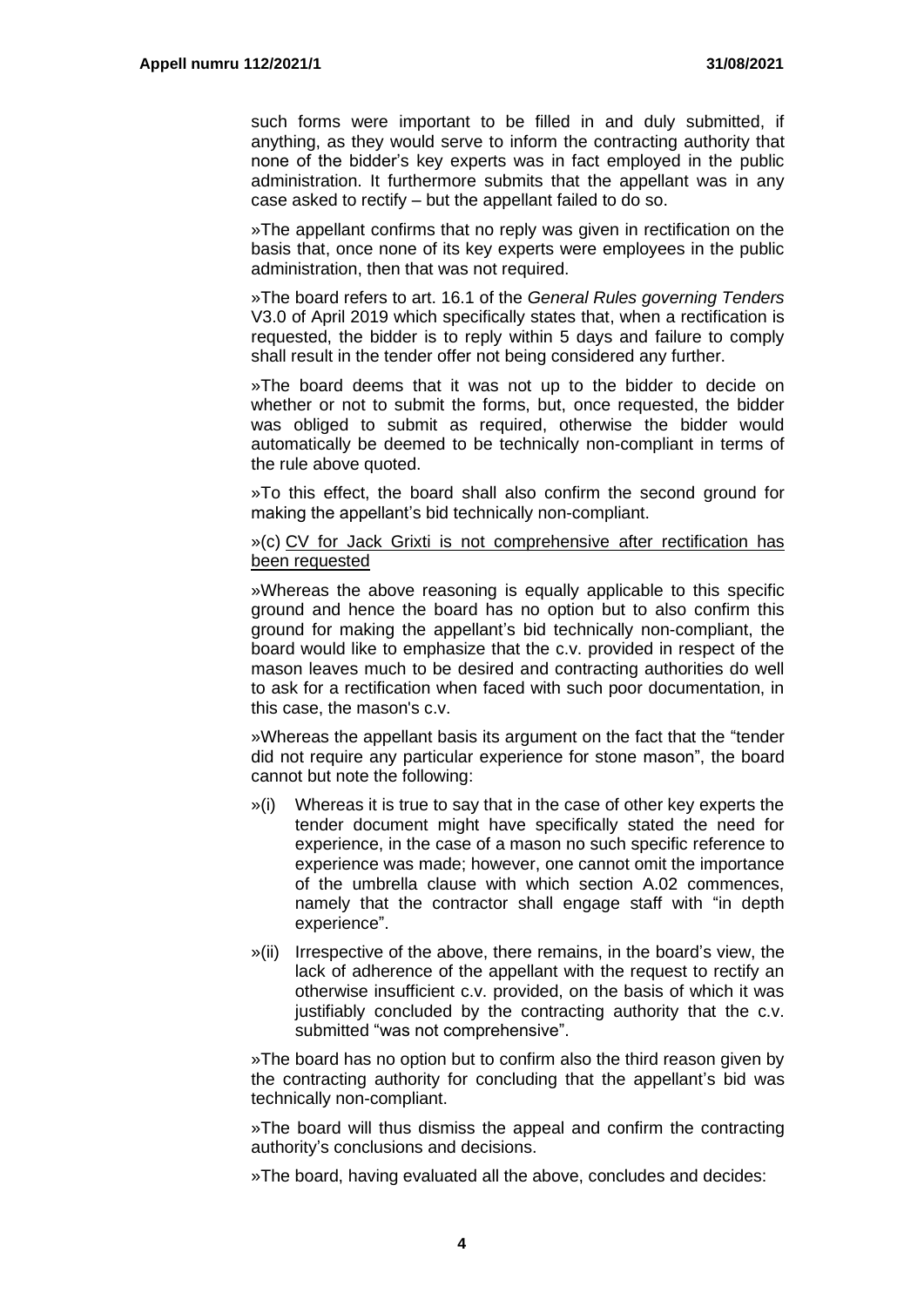such forms were important to be filled in and duly submitted, if anything, as they would serve to inform the contracting authority that none of the bidder's key experts was in fact employed in the public administration. It furthermore submits that the appellant was in any case asked to rectify – but the appellant failed to do so.

»The appellant confirms that no reply was given in rectification on the basis that, once none of its key experts were employees in the public administration, then that was not required.

»The board refers to art. 16.1 of the *General Rules governing Tenders* V3.0 of April 2019 which specifically states that, when a rectification is requested, the bidder is to reply within 5 days and failure to comply shall result in the tender offer not being considered any further.

»The board deems that it was not up to the bidder to decide on whether or not to submit the forms, but, once requested, the bidder was obliged to submit as required, otherwise the bidder would automatically be deemed to be technically non-compliant in terms of the rule above quoted.

»To this effect, the board shall also confirm the second ground for making the appellant's bid technically non-compliant.

»(c) <u>CV for Jack Grixti is not comprehensive after rectification has been requested</u>

»Whereas the above reasoning is equally applicable to this specific ground and hence the board has no option but to also confirm this ground for making the appellant's bid technically non-compliant, the board would like to emphasize that the c.v. provided in respect of the mason leaves much to be desired and contracting authorities do well to ask for a rectification when faced with such poor documentation, in this case, the mason's c.v.

»Whereas the appellant basis its argument on the fact that the "tender did not require any particular experience for stone mason", the board cannot but note the following:

»(i) Whereas it is true to say that in the case of other key experts the tender document might have specifically stated the need for experience, in the case of a mason no such specific reference to experience was made; however, one cannot omit the importance of the umbrella clause with which section A.02 commences, namely that the contractor shall engage staff with "in depth experience".

»(ii) Irrespective of the above, there remains, in the board's view, the lack of adherence of the appellant with the request to rectify an otherwise insufficient c.v. provided, on the basis of which it was justifiably concluded by the contracting authority that the c.v. submitted "was not comprehensive".

»The board has no option but to confirm also the third reason given by the contracting authority for concluding that the appellant's bid was technically non-compliant.

»The board will thus dismiss the appeal and confirm the contracting authority's conclusions and decisions.

»The board, having evaluated all the above, concludes and decides: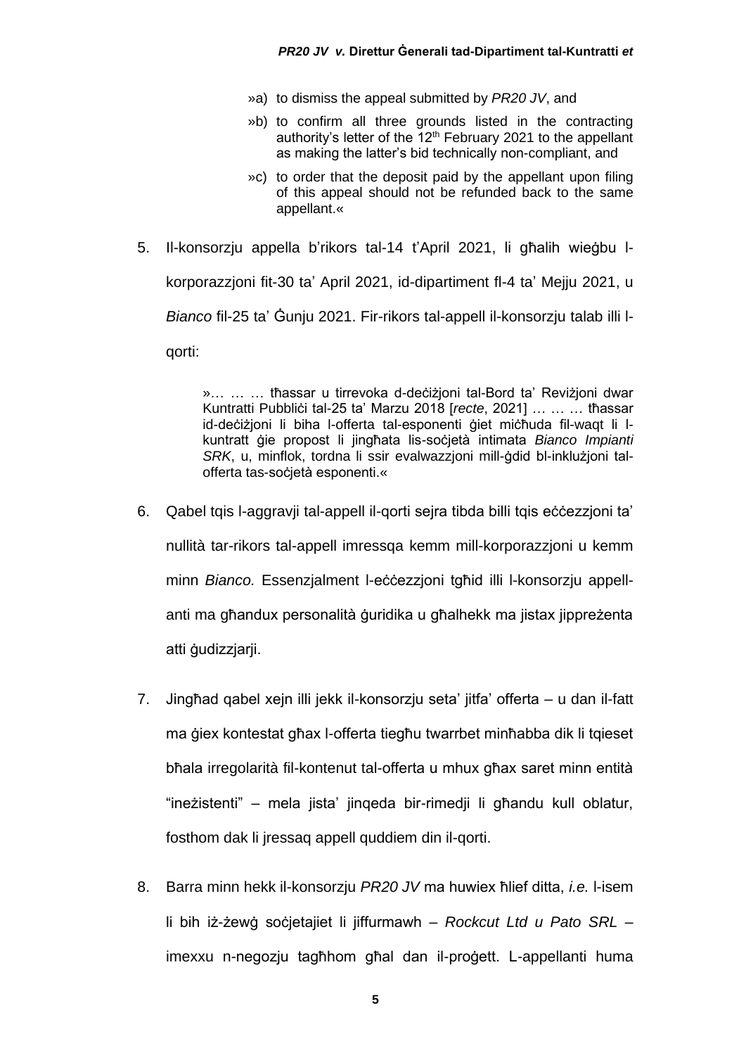»a) to dismiss the appeal submitted by *PR20 JV*, and

»b) to confirm all three grounds listed in the contracting authority's letter of the 12th February 2021 to the appellant as making the latter's bid technically non-compliant, and

»c) to order that the deposit paid by the appellant upon filing of this appeal should not be refunded back to the same appellant.«

5. Il-konsorzju appella b'rikors tal-14 t'April 2021, li għalih wieġbu l-korporazzjoni fit-30 ta' April 2021, id-dipartiment fl-4 ta' Mejju 2021, u *Bianco* fil-25 ta' Ġunju 2021. Fir-rikors tal-appell il-konsorzju talab illi l-qorti:

> »… … … tħassar u tirrevoka d-deċiżjoni tal-Bord ta' Reviżjoni dwar Kuntratti Pubbliċi tal-25 ta' Marzu 2018 [*recte*, 2021] … … … tħassar id-deċiżjoni li biha l-offerta tal-esponenti ġiet miċħuda fil-waqt li l-kuntratt ġie propost li jingħata lis-soċjetà intimata *Bianco Impianti SRK*, u, minflok, tordna li ssir evalwazzjoni mill-ġdid bl-inklużjoni tal-offerta tas-soċjetà esponenti.«

6. Qabel tqis l-aggravji tal-appell il-qorti sejra tibda billi tqis eċċezzjoni ta' nullità tar-rikors tal-appell imressqa kemm mill-korporazzjoni u kemm minn *Bianco.* Essenzjalment l-eċċezzjoni tgħid illi l-konsorzju appellanti ma għandux personalità ġuridika u għalhekk ma jistax jippreżenta atti ġudizzjarji.

7. Jingħad qabel xejn illi jekk il-konsorzju seta' jitfa' offerta – u dan il-fatt ma ġiex kontestat għax l-offerta tiegħu twarrbet minħabba dik li tqieset bħala irregolarità fil-kontenut tal-offerta u mhux għax saret minn entità "ineżistenti" – mela jista' jinqeda bir-rimedji li għandu kull oblatur, fosthom dak li jressaq appell quddiem din il-qorti.

8. Barra minn hekk il-konsorzju *PR20 JV* ma huwiex ħlief ditta, *i.e.* l-isem li bih iż-żewġ soċjetajiet li jiffurmawh – *Rockcut Ltd u Pato SRL* – imexxu n-negozju tagħhom għal dan il-proġett. L-appellanti huma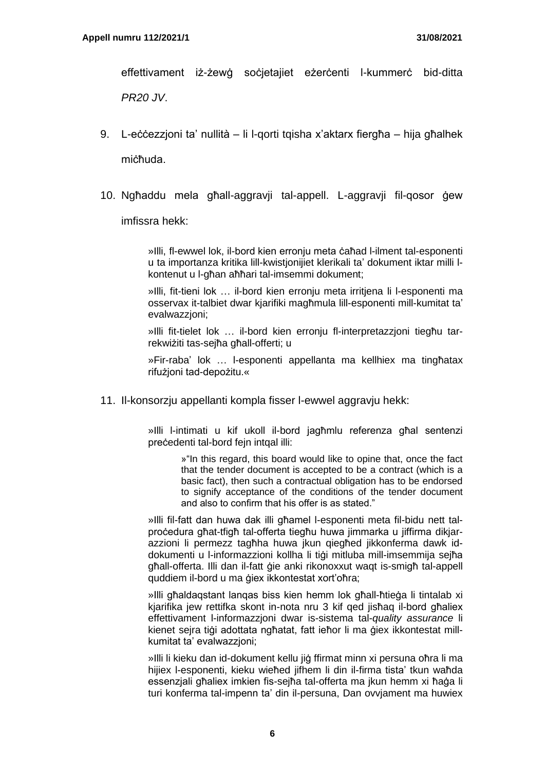effettivament iż-żewġ soċjetajiet eżerċenti l-kummerċ bid-ditta *PR20 JV*.

9. L-eċċezzjoni ta' nullità – li l-qorti tqisha x'aktarx fiergħa – hija għalhek miċħuda.

10. Ngħaddu mela għall-aggravji tal-appell. L-aggravji fil-qosor ġew imfissra hekk:

> »Illi, fl-ewwel lok, il-bord kien erronju meta ċaħad l-ilment tal-esponenti u ta importanza kritika lill-kwistjonijiet klerikali ta' dokument iktar milli l-kontenut u l-għan aħħari tal-imsemmi dokument;
>
> »Illi, fit-tieni lok … il-bord kien erronju meta irritjena li l-esponenti ma osservax it-talbiet dwar kjarifiki magħmula lill-esponenti mill-kumitat ta' evalwazzjoni;
>
> »Illi fit-tielet lok … il-bord kien erronju fl-interpretazzjoni tiegħu tar-rekwiżiti tas-sejħa għall-offerti; u
>
> »Fir-raba' lok … l-esponenti appellanta ma kellhiex ma tingħatax rifużjoni tad-depożitu.«

11. Il-konsorzju appellanti kompla fisser l-ewwel aggravju hekk:

> »Illi l-intimati u kif ukoll il-bord jagħmlu referenza għal sentenzi preċedenti tal-bord fejn intqal illi:
>
> > »"In this regard, this board would like to opine that, once the fact that the tender document is accepted to be a contract (which is a basic fact), then such a contractual obligation has to be endorsed to signify acceptance of the conditions of the tender document and also to confirm that his offer is as stated."
>
> »Illi fil-fatt dan huwa dak illi għamel l-esponenti meta fil-bidu nett tal-proċedura għat-tfigħ tal-offerta tiegħu huwa jimmarka u jiffirma dikjarazzjoni li permezz tagħha huwa jkun qiegħed jikkonferma dawk id-dokumenti u l-informazzjoni kollha li tiġi mitluba mill-imsemmija sejħa għall-offerta. Illi dan il-fatt ġie anki rikonoxxut waqt is-smigħ tal-appell quddiem il-bord u ma ġiex ikkontestat xort'oħra;
>
> »Illi għaldaqstant lanqas biss kien hemm lok għall-ħtieġa li tintalab xi kjarifika jew rettifika skont in-nota nru 3 kif qed jisħaq il-bord għaliex effettivament l-informazzjoni dwar is-sistema tal-*quality assurance* li kienet sejra tiġi adottata ngħatat, fatt ieħor li ma ġiex ikkontestat mill-kumitat ta' evalwazzjoni;
>
> »Illi li kieku dan id-dokument kellu jiġ ffirmat minn xi persuna oħra li ma hijiex l-esponenti, kieku wieħed jifhem li din il-firma tista' tkun waħda essenzjali għaliex imkien fis-sejħa tal-offerta ma jkun hemm xi ħaġa li turi konferma tal-impenn ta' din il-persuna, Dan ovvjament ma huwiex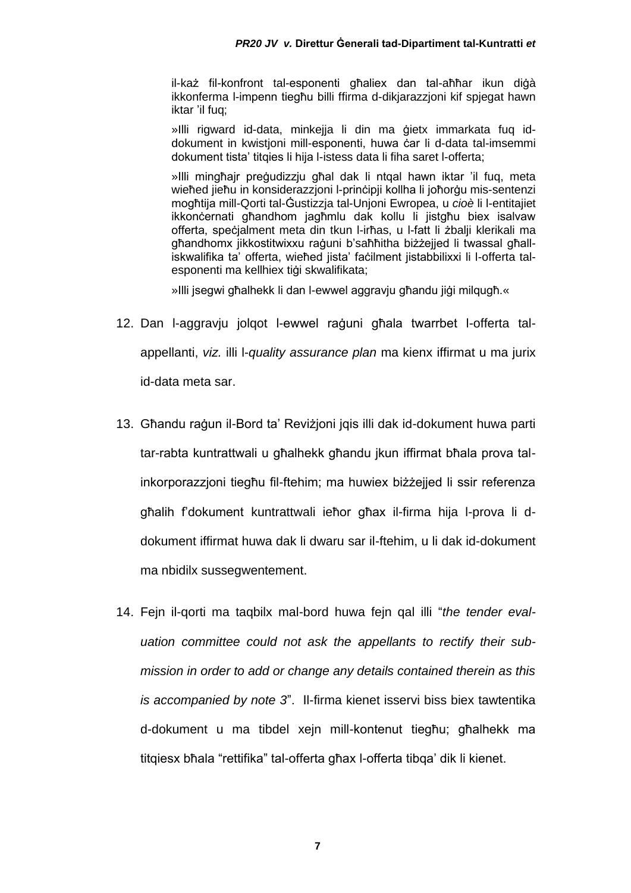il-każ fil-konfront tal-esponenti għaliex dan tal-aħħar ikun diġà ikkonferma l-impenn tiegħu billi ffirma d-dikjarazzjoni kif spjegat hawn iktar 'il fuq;

»Illi rigward id-data, minkejja li din ma ġietx immarkata fuq id-dokument in kwistjoni mill-esponenti, huwa ċar li d-data tal-imsemmi dokument tista' titqies li hija l-istess data li fiha saret l-offerta;

»Illi mingħajr preġudizzju għal dak li ntqal hawn iktar 'il fuq, meta wieħed jieħu in konsiderazzjoni l-prinċipji kollha li joħorġu mis-sentenzi mogħtija mill-Qorti tal-Ġustizzja tal-Unjoni Ewropea, u *cioè* li l-entitajiet ikkonċernati għandhom jagħmlu dak kollu li jistgħu biex isalvaw offerta, speċjalment meta din tkun l-irħas, u l-fatt li żbalji klerikali ma għandhomx jikkostitwixxu raġuni b'saħħitha biżżejjed li twassal għall-iskwalifika ta' offerta, wieħed jista' faċilment jistabbilixxi li l-offerta tal-esponenti ma kellhiex tiġi skwalifikata;

»Illi jsegwi għalhekk li dan l-ewwel aggravju għandu jiġi milqugħ.«

12. Dan l-aggravju jolqot l-ewwel raġuni għala twarrbet l-offerta tal-appellanti, *viz.* illi l-*quality assurance plan* ma kienx iffirmat u ma jurix id-data meta sar.

13. Għandu raġun il-Bord ta' Reviżjoni jqis illi dak id-dokument huwa parti tar-rabta kuntrattwali u għalhekk għandu jkun iffirmat bħala prova tal-inkorporazzjoni tiegħu fil-ftehim; ma huwiex biżżejjed li ssir referenza għalih f'dokument kuntrattwali ieħor għax il-firma hija l-prova li d-dokument iffirmat huwa dak li dwaru sar il-ftehim, u li dak id-dokument ma nbidilx sussegwentement.

14. Fejn il-qorti ma taqbilx mal-bord huwa fejn qal illi "*the tender evaluation committee could not ask the appellants to rectify their submission in order to add or change any details contained therein as this is accompanied by note 3*". Il-firma kienet isservi biss biex tawtentika d-dokument u ma tibdel xejn mill-kontenut tiegħu; għalhekk ma titqiesx bħala "rettifika" tal-offerta għax l-offerta tibqa' dik li kienet.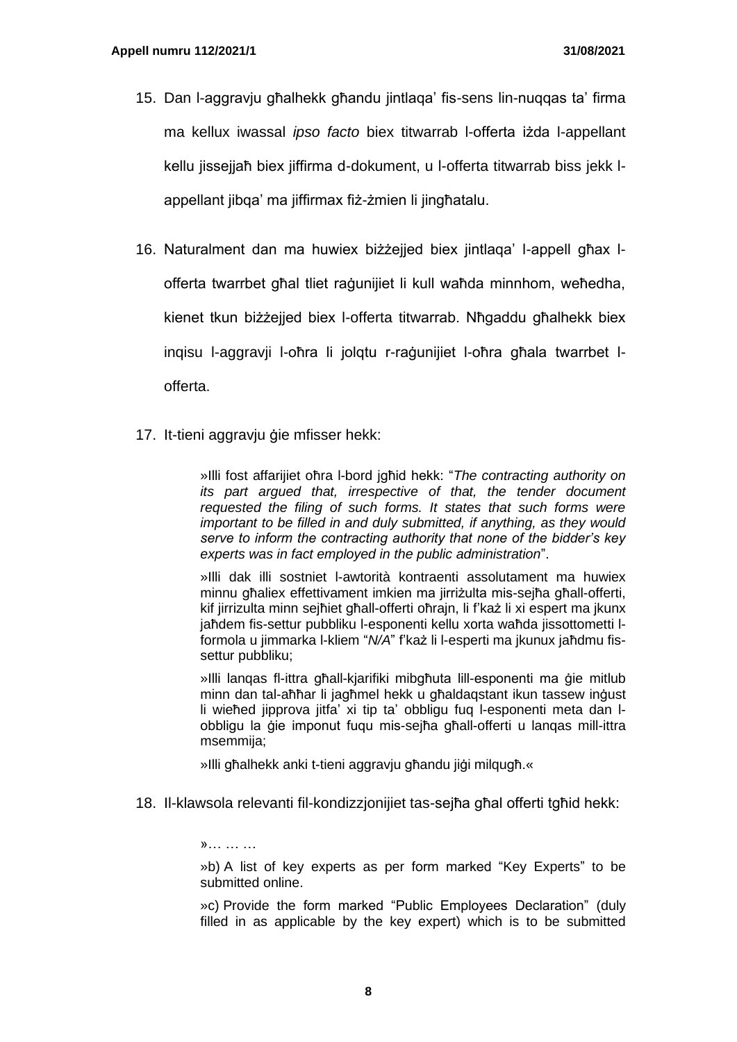15. Dan l-aggravju għalhekk għandu jintlaqa' fis-sens lin-nuqqas ta' firma ma kellux iwassal *ipso facto* biex titwarrab l-offerta iżda l-appellant kellu jissejjaħ biex jiffirma d-dokument, u l-offerta titwarrab biss jekk l-appellant jibqa' ma jiffirmax fiż-żmien li jingħatalu.

16. Naturalment dan ma huwiex biżżejjed biex jintlaqa' l-appell għax l-offerta twarrbet għal tliet raġunijiet li kull waħda minnhom, weħedha, kienet tkun biżżejjed biex l-offerta titwarrab. Nħgaddu għalhekk biex inqisu l-aggravji l-oħra li jolqtu r-raġunijiet l-oħra għala twarrbet l-offerta.

17. It-tieni aggravju ġie mfisser hekk:

> »Illi fost affarijiet oħra l-bord jgħid hekk: "*The contracting authority on its part argued that, irrespective of that, the tender document requested the filing of such forms. It states that such forms were important to be filled in and duly submitted, if anything, as they would serve to inform the contracting authority that none of the bidder's key experts was in fact employed in the public administration*".
>
> »Illi dak illi sostniet l-awtorità kontraenti assolutament ma huwiex minnu għaliex effettivament imkien ma jirriżulta mis-sejħa għall-offerti, kif jirrizulta minn sejħiet għall-offerti oħrajn, li f'każ li xi espert ma jkunx jaħdem fis-settur pubbliku l-esponenti kellu xorta waħda jissottometti l-formola u jimmarka l-kliem "*N/A*" f'każ li l-esperti ma jkunux jaħdmu fis-settur pubbliku;
>
> »Illi lanqas fl-ittra għall-kjarifiki mibgħuta lill-esponenti ma ġie mitlub minn dan tal-aħħar li jagħmel hekk u għaldaqstant ikun tassew inġust li wieħed jipprova jitfa' xi tip ta' obbligu fuq l-esponenti meta dan l-obbligu la ġie imponut fuqu mis-sejħa għall-offerti u lanqas mill-ittra msemmija;
>
> »Illi għalhekk anki t-tieni aggravju għandu jiġi milqugħ.«

18. Il-klawsola relevanti fil-kondizzjonijiet tas-sejħa għal offerti tgħid hekk:

> »… … …
>
> »b) A list of key experts as per form marked "Key Experts" to be submitted online.
>
> »c) Provide the form marked "Public Employees Declaration" (duly filled in as applicable by the key expert) which is to be submitted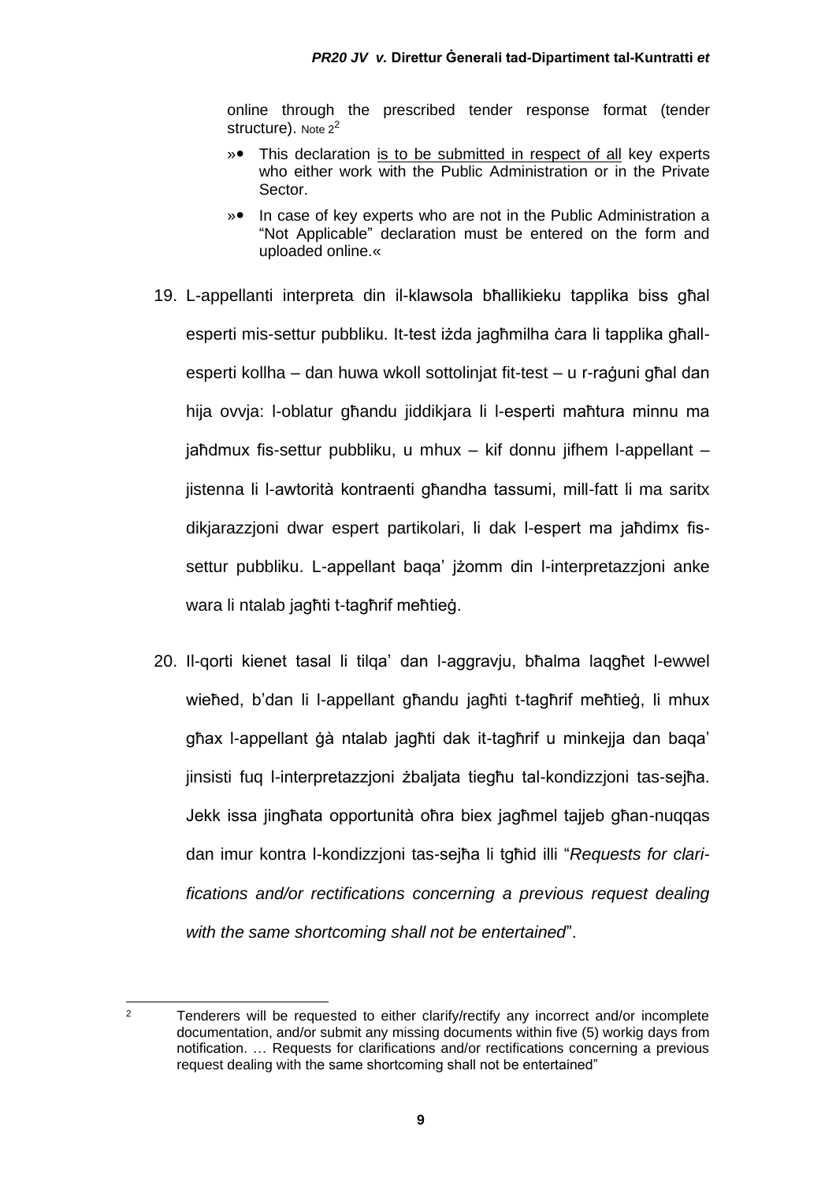online through the prescribed tender response format (tender structure). Note 2[2]

»• This declaration <u>is to be submitted in respect of all</u> key experts who either work with the Public Administration or in the Private Sector.

»• In case of key experts who are not in the Public Administration a "Not Applicable" declaration must be entered on the form and uploaded online.«

19. L-appellanti interpreta din il-klawsola bħallikieku tapplika biss għal esperti mis-settur pubbliku. It-test iżda jagħmilha ċara li tapplika għall-esperti kollha – dan huwa wkoll sottolinjat fit-test – u r-raġuni għal dan hija ovvja: l-oblatur għandu jiddikjara li l-esperti maħtura minnu ma jaħdmux fis-settur pubbliku, u mhux – kif donnu jifhem l-appellant – jistenna li l-awtorità kontraenti għandha tassumi, mill-fatt li ma saritx dikjarazzjoni dwar espert partikolari, li dak l-espert ma jaħdimx fis-settur pubbliku. L-appellant baqa' jżomm din l-interpretazzjoni anke wara li ntalab jagħti t-tagħrif meħtieġ.

20. Il-qorti kienet tasal li tilqa' dan l-aggravju, bħalma laqgħet l-ewwel wieħed, b'dan li l-appellant għandu jagħti t-tagħrif meħtieġ, li mhux għax l-appellant ġà ntalab jagħti dak it-tagħrif u minkejja dan baqa' jinsisti fuq l-interpretazzjoni żbaljata tiegħu tal-kondizzjoni tas-sejħa. Jekk issa jingħata opportunità oħra biex jagħmel tajjeb għan-nuqqas dan imur kontra l-kondizzjoni tas-sejħa li tgħid illi "*Requests for clarifications and/or rectifications concerning a previous request dealing with the same shortcoming shall not be entertained*".

---

[2] Tenderers will be requested to either clarify/rectify any incorrect and/or incomplete documentation, and/or submit any missing documents within five (5) workig days from notification. … Requests for clarifications and/or rectifications concerning a previous request dealing with the same shortcoming shall not be entertained"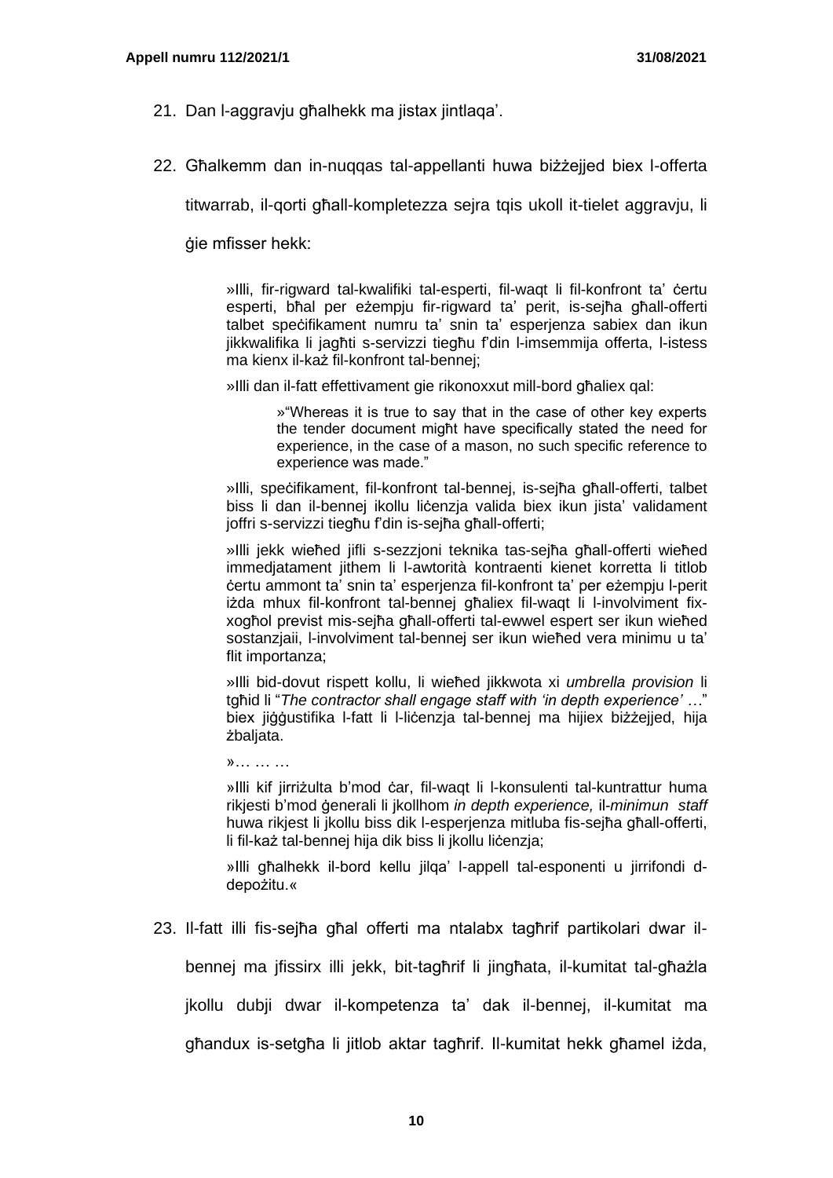21. Dan l-aggravju għalhekk ma jistax jintlaqa'.

22. Għalkemm dan in-nuqqas tal-appellanti huwa biżżejjed biex l-offerta titwarrab, il-qorti għall-kompletezza sejra tqis ukoll it-tielet aggravju, li ġie mfisser hekk:

> »Illi, fir-rigward tal-kwalifiki tal-esperti, fil-waqt li fil-konfront ta' ċertu esperti, bħal per eżempju fir-rigward ta' perit, is-sejħa għall-offerti talbet speċifikament numru ta' snin ta' esperjenza sabiex dan ikun jikkwalifika li jagħti s-servizzi tiegħu f'din l-imsemmija offerta, l-istess ma kienx il-każ fil-konfront tal-bennej;
>
> »Illi dan il-fatt effettivament gie rikonoxxut mill-bord għaliex qal:
>
> > »"Whereas it is true to say that in the case of other key experts the tender document might have specifically stated the need for experience, in the case of a mason, no such specific reference to experience was made."
>
> »Illi, speċifikament, fil-konfront tal-bennej, is-sejħa għall-offerti, talbet biss li dan il-bennej ikollu liċenzja valida biex ikun jista' validament joffri s-servizzi tiegħu f'din is-sejħa għall-offerti;
>
> »Illi jekk wieħed jifli s-sezzjoni teknika tas-sejħa għall-offerti wieħed immedjatament jithem li l-awtorità kontraenti kienet korretta li titlob ċertu ammont ta' snin ta' esperjenza fil-konfront ta' per eżempju l-perit iżda mhux fil-konfront tal-bennej għaliex fil-waqt li l-involviment fix-xogħol previst mis-sejħa għall-offerti tal-ewwel espert ser ikun wieħed sostanzjaii, l-involviment tal-bennej ser ikun wieħed vera minimu u ta' flit importanza;
>
> »Illi bid-dovut rispett kollu, li wieħed jikkwota xi *umbrella provision* li tgħid li "*The contractor shall engage staff with 'in depth experience'* …" biex jiġġustifika l-fatt li l-liċenzja tal-bennej ma hijiex biżżejjed, hija żbaljata.
>
> »… … …
>
> »Illi kif jirriżulta b'mod ċar, fil-waqt li l-konsulenti tal-kuntrattur huma rikjesti b'mod ġenerali li jkollhom *in depth experience,* il-*minimun staff* huwa rikjest li jkollu biss dik l-esperjenza mitluba fis-sejħa għall-offerti, li fil-każ tal-bennej hija dik biss li jkollu liċenzja;
>
> »Illi għalhekk il-bord kellu jilqa' l-appell tal-esponenti u jirrifondi d-depożitu.«

23. Il-fatt illi fis-sejħa għal offerti ma ntalabx tagħrif partikolari dwar il-bennej ma jfissirx illi jekk, bit-tagħrif li jingħata, il-kumitat tal-għażla jkollu dubji dwar il-kompetenza ta' dak il-bennej, il-kumitat ma għandux is-setgħa li jitlob aktar tagħrif. Il-kumitat hekk għamel iżda,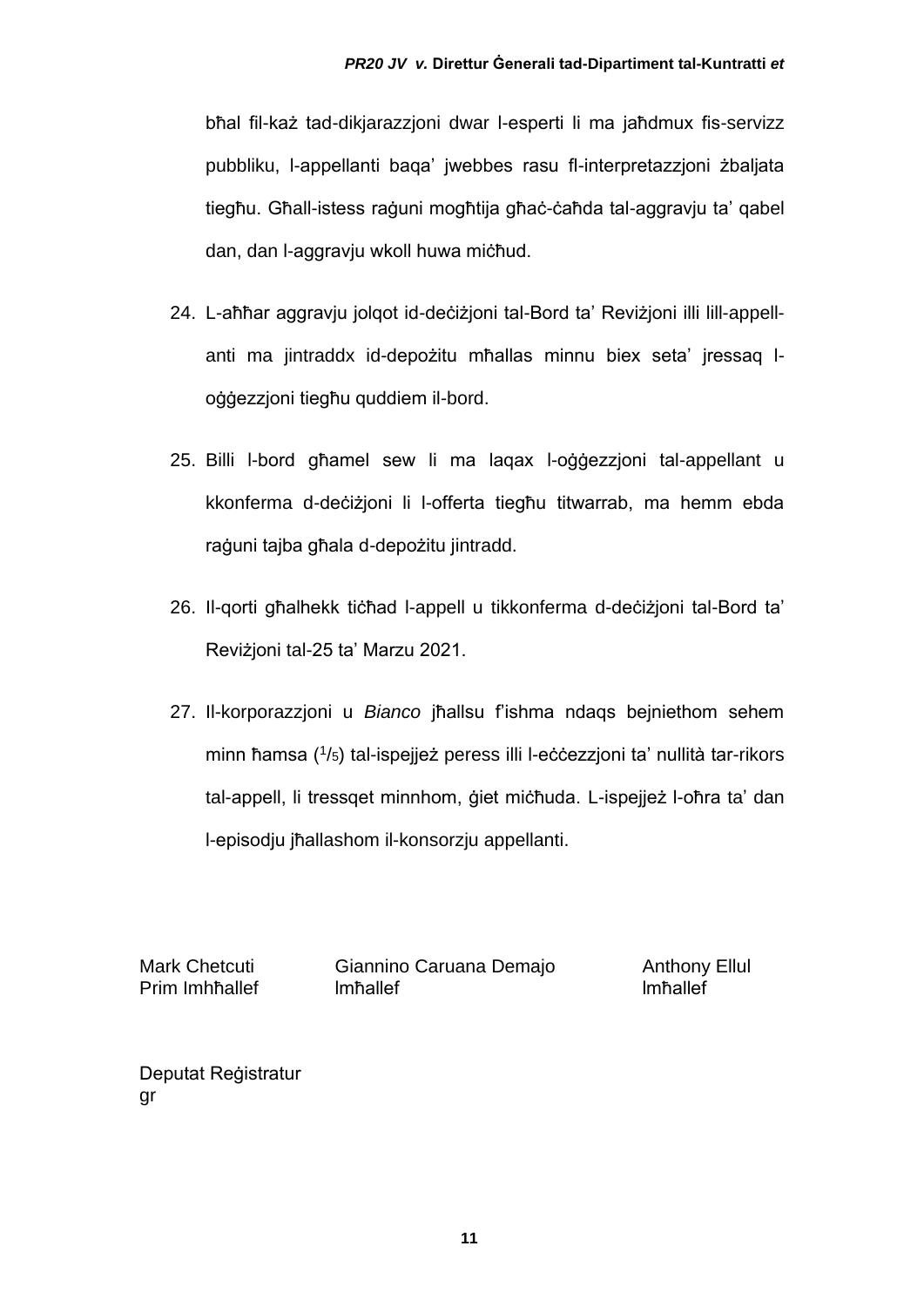bħal fil-każ tad-dikjarazzjoni dwar l-esperti li ma jaħdmux fis-servizz pubbliku, l-appellanti baqa' jwebbes rasu fl-interpretazzjoni żbaljata tiegħu. Għall-istess raġuni mogħtija għaċ-ċaħda tal-aggravju ta' qabel dan, dan l-aggravju wkoll huwa miċħud.

24. L-aħħar aggravju jolqot id-deċiżjoni tal-Bord ta' Reviżjoni illi lill-appellanti ma jintraddx id-depożitu mħallas minnu biex seta' jressaq l-oġġezzjoni tiegħu quddiem il-bord.

25. Billi l-bord għamel sew li ma laqax l-oġġezzjoni tal-appellant u kkonferma d-deċiżjoni li l-offerta tiegħu titwarrab, ma hemm ebda raġuni tajba għala d-depożitu jintradd.

26. Il-qorti għalhekk tiċħad l-appell u tikkonferma d-deċiżjoni tal-Bord ta' Reviżjoni tal-25 ta' Marzu 2021.

27. Il-korporazzjoni u *Bianco* jħallsu f'ishma ndaqs bejniethom sehem minn ħamsa (1/5) tal-ispejjeż peress illi l-eċċezzjoni ta' nullità tar-rikors tal-appell, li tressqet minnhom, ġiet miċħuda. L-ispejjeż l-oħra ta' dan l-episodju jħallashom il-konsorzju appellanti.

| | | |
|---|---|---|
| Mark Chetcuti | Giannino Caruana Demajo | Anthony Ellul |
| Prim Imħallef | Imħallef | Imħallef |

Deputat Reġistratur
gr